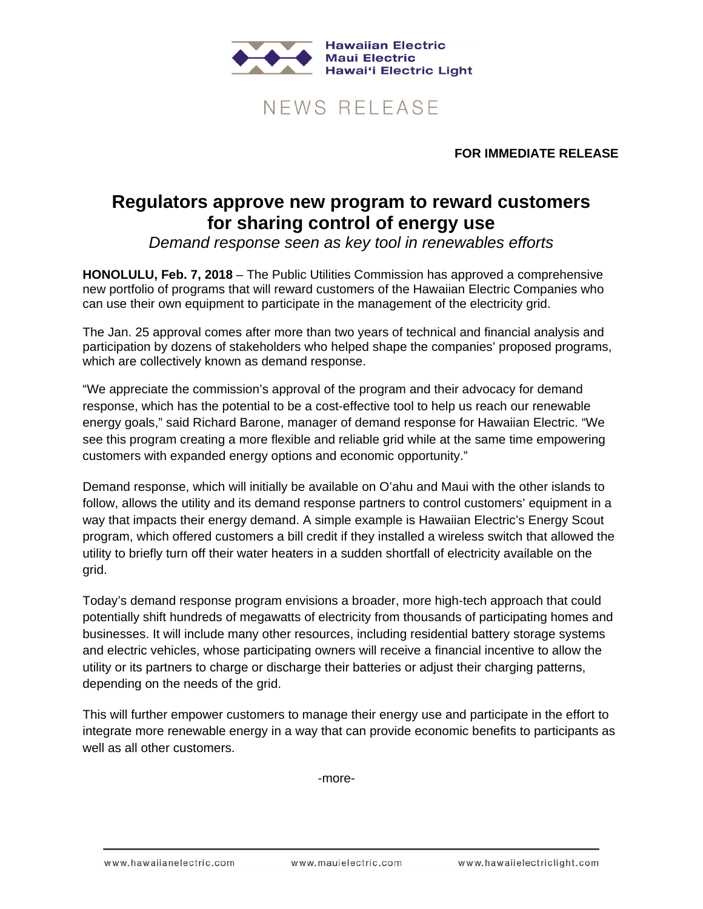Hawaiian Electric
Maui Electric
Hawai'i Electric Light

NEWS RELEASE

**FOR IMMEDIATE RELEASE**

# Regulators approve new program to reward customers for sharing control of energy use

*Demand response seen as key tool in renewables efforts*

**HONOLULU, Feb. 7, 2018** – The Public Utilities Commission has approved a comprehensive new portfolio of programs that will reward customers of the Hawaiian Electric Companies who can use their own equipment to participate in the management of the electricity grid.

The Jan. 25 approval comes after more than two years of technical and financial analysis and participation by dozens of stakeholders who helped shape the companies' proposed programs, which are collectively known as demand response.

"We appreciate the commission's approval of the program and their advocacy for demand response, which has the potential to be a cost-effective tool to help us reach our renewable energy goals," said Richard Barone, manager of demand response for Hawaiian Electric. "We see this program creating a more flexible and reliable grid while at the same time empowering customers with expanded energy options and economic opportunity."

Demand response, which will initially be available on O'ahu and Maui with the other islands to follow, allows the utility and its demand response partners to control customers' equipment in a way that impacts their energy demand. A simple example is Hawaiian Electric's Energy Scout program, which offered customers a bill credit if they installed a wireless switch that allowed the utility to briefly turn off their water heaters in a sudden shortfall of electricity available on the grid.

Today's demand response program envisions a broader, more high-tech approach that could potentially shift hundreds of megawatts of electricity from thousands of participating homes and businesses. It will include many other resources, including residential battery storage systems and electric vehicles, whose participating owners will receive a financial incentive to allow the utility or its partners to charge or discharge their batteries or adjust their charging patterns, depending on the needs of the grid.

This will further empower customers to manage their energy use and participate in the effort to integrate more renewable energy in a way that can provide economic benefits to participants as well as all other customers.

-more-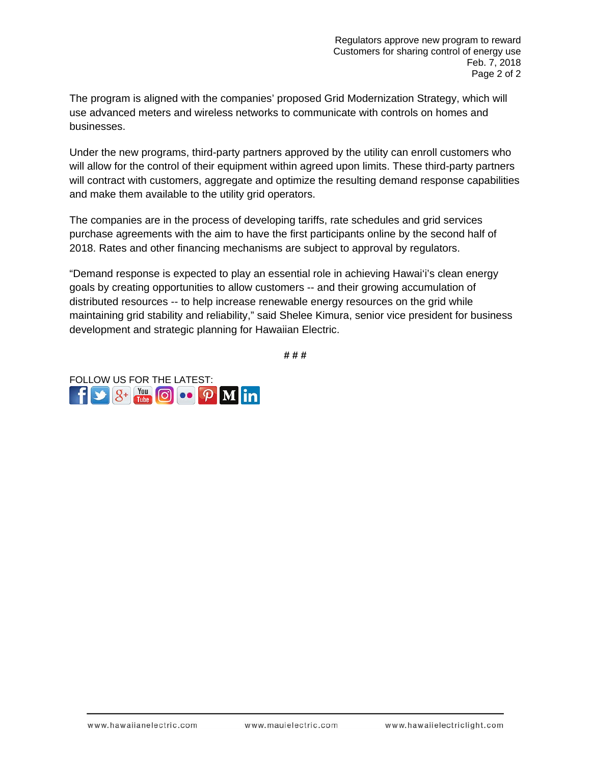The program is aligned with the companies' proposed Grid Modernization Strategy, which will use advanced meters and wireless networks to communicate with controls on homes and businesses.

Under the new programs, third-party partners approved by the utility can enroll customers who will allow for the control of their equipment within agreed upon limits. These third-party partners will contract with customers, aggregate and optimize the resulting demand response capabilities and make them available to the utility grid operators.

The companies are in the process of developing tariffs, rate schedules and grid services purchase agreements with the aim to have the first participants online by the second half of 2018. Rates and other financing mechanisms are subject to approval by regulators.

"Demand response is expected to play an essential role in achieving Hawai'i's clean energy goals by creating opportunities to allow customers -- and their growing accumulation of distributed resources -- to help increase renewable energy resources on the grid while maintaining grid stability and reliability," said Shelee Kimura, senior vice president for business development and strategic planning for Hawaiian Electric.

# # #

FOLLOW US FOR THE LATEST:

www.hawaiianelectric.com www.mauielectric.com www.hawaiielectriclight.com